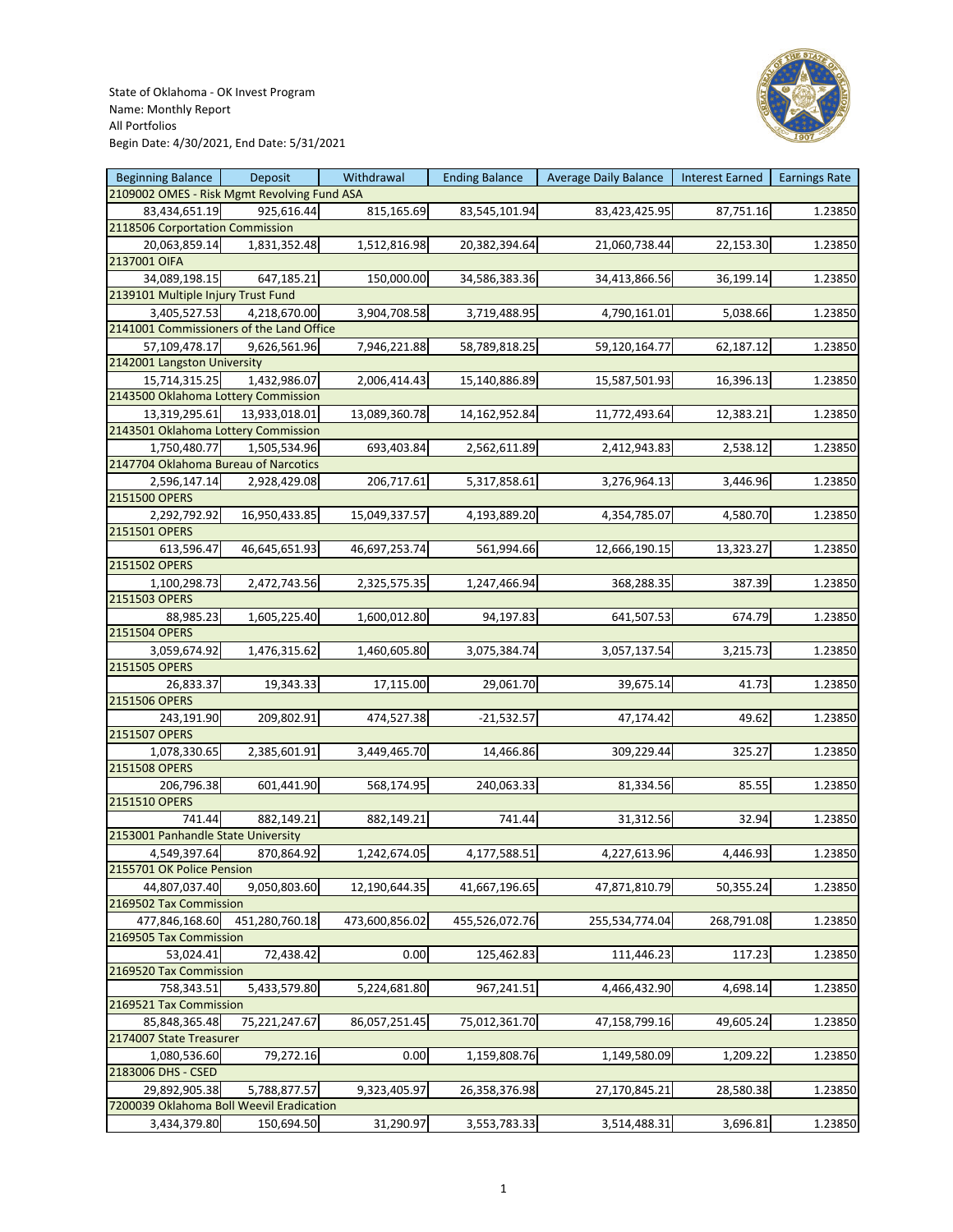State of Oklahoma - OK Invest Program
Name: Monthly Report
All Portfolios
Begin Date: 4/30/2021, End Date: 5/31/2021

| Beginning Balance | Deposit | Withdrawal | Ending Balance | Average Daily Balance | Interest Earned | Earnings Rate |
|---|---|---|---|---|---|---|
| 2109002 OMES - Risk Mgmt Revolving Fund ASA | | | | | | |
| 83,434,651.19 | 925,616.44 | 815,165.69 | 83,545,101.94 | 83,423,425.95 | 87,751.16 | 1.23850 |
| 2118506 Corportation Commission | | | | | | |
| 20,063,859.14 | 1,831,352.48 | 1,512,816.98 | 20,382,394.64 | 21,060,738.44 | 22,153.30 | 1.23850 |
| 2137001 OIFA | | | | | | |
| 34,089,198.15 | 647,185.21 | 150,000.00 | 34,586,383.36 | 34,413,866.56 | 36,199.14 | 1.23850 |
| 2139101 Multiple Injury Trust Fund | | | | | | |
| 3,405,527.53 | 4,218,670.00 | 3,904,708.58 | 3,719,488.95 | 4,790,161.01 | 5,038.66 | 1.23850 |
| 2141001 Commissioners of the Land Office | | | | | | |
| 57,109,478.17 | 9,626,561.96 | 7,946,221.88 | 58,789,818.25 | 59,120,164.77 | 62,187.12 | 1.23850 |
| 2142001 Langston University | | | | | | |
| 15,714,315.25 | 1,432,986.07 | 2,006,414.43 | 15,140,886.89 | 15,587,501.93 | 16,396.13 | 1.23850 |
| 2143500 Oklahoma Lottery Commission | | | | | | |
| 13,319,295.61 | 13,933,018.01 | 13,089,360.78 | 14,162,952.84 | 11,772,493.64 | 12,383.21 | 1.23850 |
| 2143501 Oklahoma Lottery Commission | | | | | | |
| 1,750,480.77 | 1,505,534.96 | 693,403.84 | 2,562,611.89 | 2,412,943.83 | 2,538.12 | 1.23850 |
| 2147704 Oklahoma Bureau of Narcotics | | | | | | |
| 2,596,147.14 | 2,928,429.08 | 206,717.61 | 5,317,858.61 | 3,276,964.13 | 3,446.96 | 1.23850 |
| 2151500 OPERS | | | | | | |
| 2,292,792.92 | 16,950,433.85 | 15,049,337.57 | 4,193,889.20 | 4,354,785.07 | 4,580.70 | 1.23850 |
| 2151501 OPERS | | | | | | |
| 613,596.47 | 46,645,651.93 | 46,697,253.74 | 561,994.66 | 12,666,190.15 | 13,323.27 | 1.23850 |
| 2151502 OPERS | | | | | | |
| 1,100,298.73 | 2,472,743.56 | 2,325,575.35 | 1,247,466.94 | 368,288.35 | 387.39 | 1.23850 |
| 2151503 OPERS | | | | | | |
| 88,985.23 | 1,605,225.40 | 1,600,012.80 | 94,197.83 | 641,507.53 | 674.79 | 1.23850 |
| 2151504 OPERS | | | | | | |
| 3,059,674.92 | 1,476,315.62 | 1,460,605.80 | 3,075,384.74 | 3,057,137.54 | 3,215.73 | 1.23850 |
| 2151505 OPERS | | | | | | |
| 26,833.37 | 19,343.33 | 17,115.00 | 29,061.70 | 39,675.14 | 41.73 | 1.23850 |
| 2151506 OPERS | | | | | | |
| 243,191.90 | 209,802.91 | 474,527.38 | -21,532.57 | 47,174.42 | 49.62 | 1.23850 |
| 2151507 OPERS | | | | | | |
| 1,078,330.65 | 2,385,601.91 | 3,449,465.70 | 14,466.86 | 309,229.44 | 325.27 | 1.23850 |
| 2151508 OPERS | | | | | | |
| 206,796.38 | 601,441.90 | 568,174.95 | 240,063.33 | 81,334.56 | 85.55 | 1.23850 |
| 2151510 OPERS | | | | | | |
| 741.44 | 882,149.21 | 882,149.21 | 741.44 | 31,312.56 | 32.94 | 1.23850 |
| 2153001 Panhandle State University | | | | | | |
| 4,549,397.64 | 870,864.92 | 1,242,674.05 | 4,177,588.51 | 4,227,613.96 | 4,446.93 | 1.23850 |
| 2155701 OK Police Pension | | | | | | |
| 44,807,037.40 | 9,050,803.60 | 12,190,644.35 | 41,667,196.65 | 47,871,810.79 | 50,355.24 | 1.23850 |
| 2169502 Tax Commission | | | | | | |
| 477,846,168.60 | 451,280,760.18 | 473,600,856.02 | 455,526,072.76 | 255,534,774.04 | 268,791.08 | 1.23850 |
| 2169505 Tax Commission | | | | | | |
| 53,024.41 | 72,438.42 | 0.00 | 125,462.83 | 111,446.23 | 117.23 | 1.23850 |
| 2169520 Tax Commission | | | | | | |
| 758,343.51 | 5,433,579.80 | 5,224,681.80 | 967,241.51 | 4,466,432.90 | 4,698.14 | 1.23850 |
| 2169521 Tax Commission | | | | | | |
| 85,848,365.48 | 75,221,247.67 | 86,057,251.45 | 75,012,361.70 | 47,158,799.16 | 49,605.24 | 1.23850 |
| 2174007 State Treasurer | | | | | | |
| 1,080,536.60 | 79,272.16 | 0.00 | 1,159,808.76 | 1,149,580.09 | 1,209.22 | 1.23850 |
| 2183006 DHS - CSED | | | | | | |
| 29,892,905.38 | 5,788,877.57 | 9,323,405.97 | 26,358,376.98 | 27,170,845.21 | 28,580.38 | 1.23850 |
| 7200039 Oklahoma Boll Weevil Eradication | | | | | | |
| 3,434,379.80 | 150,694.50 | 31,290.97 | 3,553,783.33 | 3,514,488.31 | 3,696.81 | 1.23850 |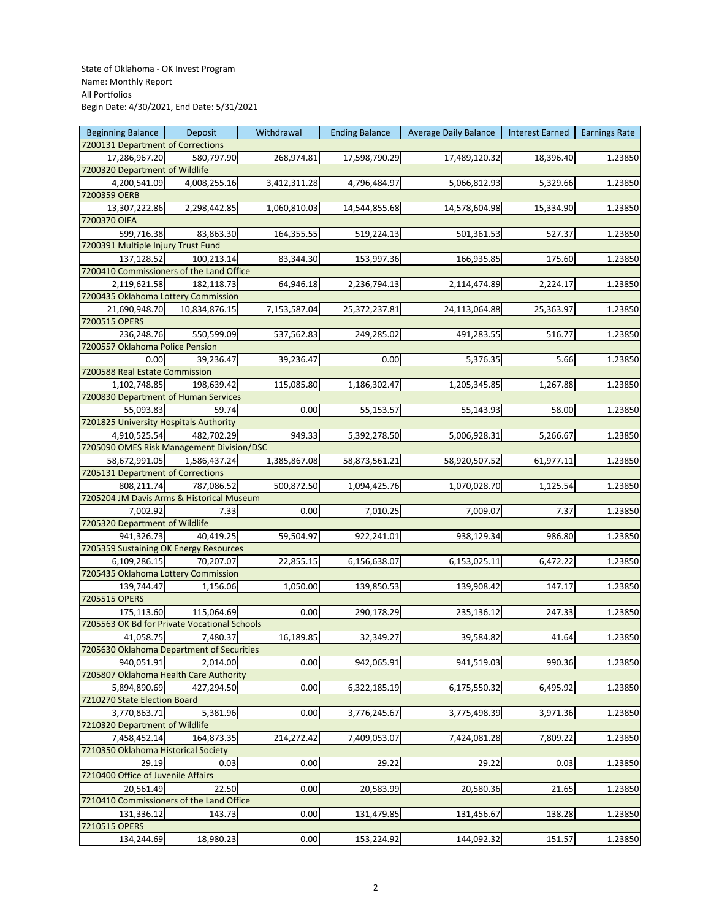State of Oklahoma - OK Invest Program
Name: Monthly Report
All Portfolios
Begin Date: 4/30/2021, End Date: 5/31/2021

| Beginning Balance | Deposit | Withdrawal | Ending Balance | Average Daily Balance | Interest Earned | Earnings Rate |
|---|---|---|---|---|---|---|
| 7200131 Department of Corrections | | | | | | |
| 17,286,967.20 | 580,797.90 | 268,974.81 | 17,598,790.29 | 17,489,120.32 | 18,396.40 | 1.23850 |
| 7200320 Department of Wildlife | | | | | | |
| 4,200,541.09 | 4,008,255.16 | 3,412,311.28 | 4,796,484.97 | 5,066,812.93 | 5,329.66 | 1.23850 |
| 7200359 OERB | | | | | | |
| 13,307,222.86 | 2,298,442.85 | 1,060,810.03 | 14,544,855.68 | 14,578,604.98 | 15,334.90 | 1.23850 |
| 7200370 OIFA | | | | | | |
| 599,716.38 | 83,863.30 | 164,355.55 | 519,224.13 | 501,361.53 | 527.37 | 1.23850 |
| 7200391 Multiple Injury Trust Fund | | | | | | |
| 137,128.52 | 100,213.14 | 83,344.30 | 153,997.36 | 166,935.85 | 175.60 | 1.23850 |
| 7200410 Commissioners of the Land Office | | | | | | |
| 2,119,621.58 | 182,118.73 | 64,946.18 | 2,236,794.13 | 2,114,474.89 | 2,224.17 | 1.23850 |
| 7200435 Oklahoma Lottery Commission | | | | | | |
| 21,690,948.70 | 10,834,876.15 | 7,153,587.04 | 25,372,237.81 | 24,113,064.88 | 25,363.97 | 1.23850 |
| 7200515 OPERS | | | | | | |
| 236,248.76 | 550,599.09 | 537,562.83 | 249,285.02 | 491,283.55 | 516.77 | 1.23850 |
| 7200557 Oklahoma Police Pension | | | | | | |
| 0.00 | 39,236.47 | 39,236.47 | 0.00 | 5,376.35 | 5.66 | 1.23850 |
| 7200588 Real Estate Commission | | | | | | |
| 1,102,748.85 | 198,639.42 | 115,085.80 | 1,186,302.47 | 1,205,345.85 | 1,267.88 | 1.23850 |
| 7200830 Department of Human Services | | | | | | |
| 55,093.83 | 59.74 | 0.00 | 55,153.57 | 55,143.93 | 58.00 | 1.23850 |
| 7201825 University Hospitals Authority | | | | | | |
| 4,910,525.54 | 482,702.29 | 949.33 | 5,392,278.50 | 5,006,928.31 | 5,266.67 | 1.23850 |
| 7205090 OMES Risk Management Division/DSC | | | | | | |
| 58,672,991.05 | 1,586,437.24 | 1,385,867.08 | 58,873,561.21 | 58,920,507.52 | 61,977.11 | 1.23850 |
| 7205131 Department of Corrections | | | | | | |
| 808,211.74 | 787,086.52 | 500,872.50 | 1,094,425.76 | 1,070,028.70 | 1,125.54 | 1.23850 |
| 7205204 JM Davis Arms & Historical Museum | | | | | | |
| 7,002.92 | 7.33 | 0.00 | 7,010.25 | 7,009.07 | 7.37 | 1.23850 |
| 7205320 Department of Wildlife | | | | | | |
| 941,326.73 | 40,419.25 | 59,504.97 | 922,241.01 | 938,129.34 | 986.80 | 1.23850 |
| 7205359 Sustaining OK Energy Resources | | | | | | |
| 6,109,286.15 | 70,207.07 | 22,855.15 | 6,156,638.07 | 6,153,025.11 | 6,472.22 | 1.23850 |
| 7205435 Oklahoma Lottery Commission | | | | | | |
| 139,744.47 | 1,156.06 | 1,050.00 | 139,850.53 | 139,908.42 | 147.17 | 1.23850 |
| 7205515 OPERS | | | | | | |
| 175,113.60 | 115,064.69 | 0.00 | 290,178.29 | 235,136.12 | 247.33 | 1.23850 |
| 7205563 OK Bd for Private Vocational Schools | | | | | | |
| 41,058.75 | 7,480.37 | 16,189.85 | 32,349.27 | 39,584.82 | 41.64 | 1.23850 |
| 7205630 Oklahoma Department of Securities | | | | | | |
| 940,051.91 | 2,014.00 | 0.00 | 942,065.91 | 941,519.03 | 990.36 | 1.23850 |
| 7205807 Oklahoma Health Care Authority | | | | | | |
| 5,894,890.69 | 427,294.50 | 0.00 | 6,322,185.19 | 6,175,550.32 | 6,495.92 | 1.23850 |
| 7210270 State Election Board | | | | | | |
| 3,770,863.71 | 5,381.96 | 0.00 | 3,776,245.67 | 3,775,498.39 | 3,971.36 | 1.23850 |
| 7210320 Department of Wildlife | | | | | | |
| 7,458,452.14 | 164,873.35 | 214,272.42 | 7,409,053.07 | 7,424,081.28 | 7,809.22 | 1.23850 |
| 7210350 Oklahoma Historical Society | | | | | | |
| 29.19 | 0.03 | 0.00 | 29.22 | 29.22 | 0.03 | 1.23850 |
| 7210400 Office of Juvenile Affairs | | | | | | |
| 20,561.49 | 22.50 | 0.00 | 20,583.99 | 20,580.36 | 21.65 | 1.23850 |
| 7210410 Commissioners of the Land Office | | | | | | |
| 131,336.12 | 143.73 | 0.00 | 131,479.85 | 131,456.67 | 138.28 | 1.23850 |
| 7210515 OPERS | | | | | | |
| 134,244.69 | 18,980.23 | 0.00 | 153,224.92 | 144,092.32 | 151.57 | 1.23850 |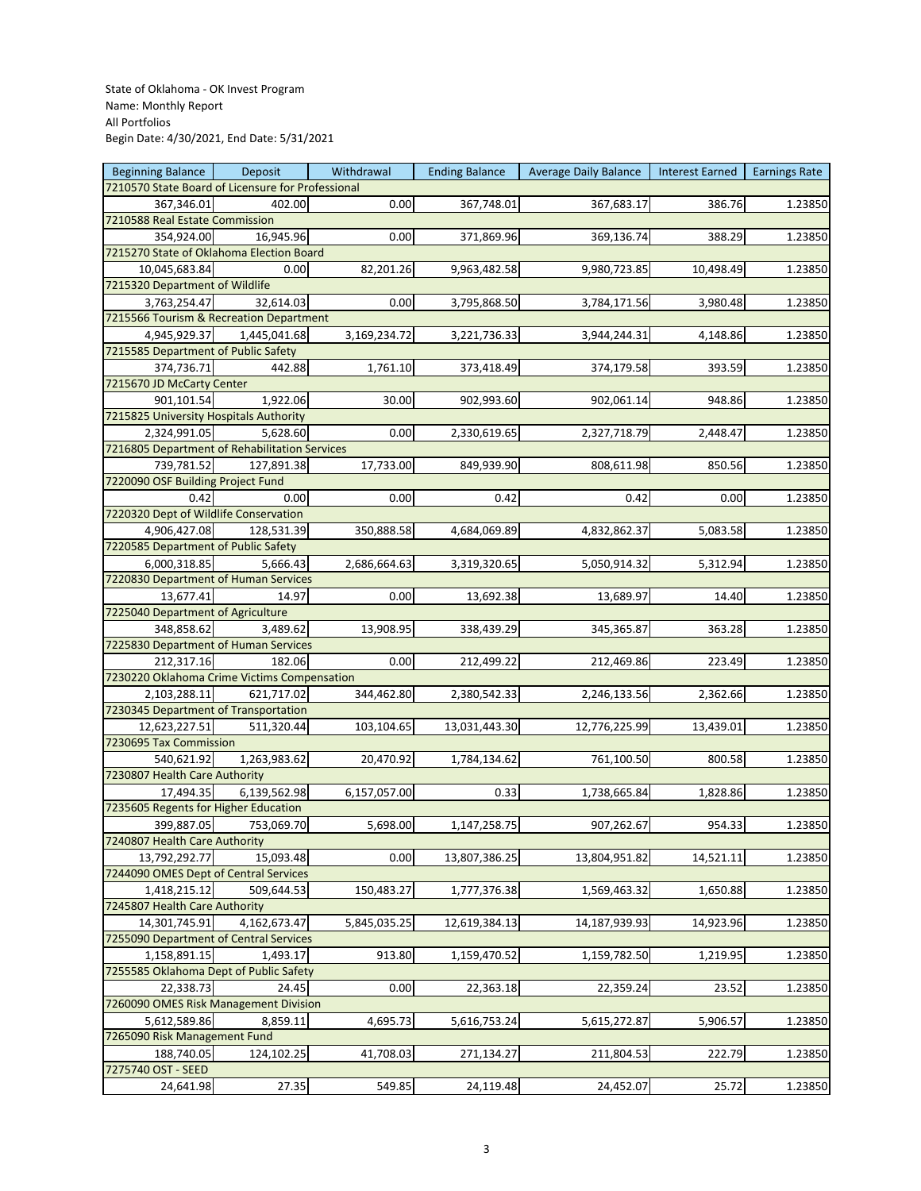State of Oklahoma - OK Invest Program
Name: Monthly Report
All Portfolios
Begin Date: 4/30/2021, End Date: 5/31/2021

| Beginning Balance | Deposit | Withdrawal | Ending Balance | Average Daily Balance | Interest Earned | Earnings Rate |
|---|---|---|---|---|---|---|
| 7210570 State Board of Licensure for Professional | | | | | | |
| 367,346.01 | 402.00 | 0.00 | 367,748.01 | 367,683.17 | 386.76 | 1.23850 |
| 7210588 Real Estate Commission | | | | | | |
| 354,924.00 | 16,945.96 | 0.00 | 371,869.96 | 369,136.74 | 388.29 | 1.23850 |
| 7215270 State of Oklahoma Election Board | | | | | | |
| 10,045,683.84 | 0.00 | 82,201.26 | 9,963,482.58 | 9,980,723.85 | 10,498.49 | 1.23850 |
| 7215320 Department of Wildlife | | | | | | |
| 3,763,254.47 | 32,614.03 | 0.00 | 3,795,868.50 | 3,784,171.56 | 3,980.48 | 1.23850 |
| 7215566 Tourism & Recreation Department | | | | | | |
| 4,945,929.37 | 1,445,041.68 | 3,169,234.72 | 3,221,736.33 | 3,944,244.31 | 4,148.86 | 1.23850 |
| 7215585 Department of Public Safety | | | | | | |
| 374,736.71 | 442.88 | 1,761.10 | 373,418.49 | 374,179.58 | 393.59 | 1.23850 |
| 7215670 JD McCarty Center | | | | | | |
| 901,101.54 | 1,922.06 | 30.00 | 902,993.60 | 902,061.14 | 948.86 | 1.23850 |
| 7215825 University Hospitals Authority | | | | | | |
| 2,324,991.05 | 5,628.60 | 0.00 | 2,330,619.65 | 2,327,718.79 | 2,448.47 | 1.23850 |
| 7216805 Department of Rehabilitation Services | | | | | | |
| 739,781.52 | 127,891.38 | 17,733.00 | 849,939.90 | 808,611.98 | 850.56 | 1.23850 |
| 7220090 OSF Building Project Fund | | | | | | |
| 0.42 | 0.00 | 0.00 | 0.42 | 0.42 | 0.00 | 1.23850 |
| 7220320 Dept of Wildlife Conservation | | | | | | |
| 4,906,427.08 | 128,531.39 | 350,888.58 | 4,684,069.89 | 4,832,862.37 | 5,083.58 | 1.23850 |
| 7220585 Department of Public Safety | | | | | | |
| 6,000,318.85 | 5,666.43 | 2,686,664.63 | 3,319,320.65 | 5,050,914.32 | 5,312.94 | 1.23850 |
| 7220830 Department of Human Services | | | | | | |
| 13,677.41 | 14.97 | 0.00 | 13,692.38 | 13,689.97 | 14.40 | 1.23850 |
| 7225040 Department of Agriculture | | | | | | |
| 348,858.62 | 3,489.62 | 13,908.95 | 338,439.29 | 345,365.87 | 363.28 | 1.23850 |
| 7225830 Department of Human Services | | | | | | |
| 212,317.16 | 182.06 | 0.00 | 212,499.22 | 212,469.86 | 223.49 | 1.23850 |
| 7230220 Oklahoma Crime Victims Compensation | | | | | | |
| 2,103,288.11 | 621,717.02 | 344,462.80 | 2,380,542.33 | 2,246,133.56 | 2,362.66 | 1.23850 |
| 7230345 Department of Transportation | | | | | | |
| 12,623,227.51 | 511,320.44 | 103,104.65 | 13,031,443.30 | 12,776,225.99 | 13,439.01 | 1.23850 |
| 7230695 Tax Commission | | | | | | |
| 540,621.92 | 1,263,983.62 | 20,470.92 | 1,784,134.62 | 761,100.50 | 800.58 | 1.23850 |
| 7230807 Health Care Authority | | | | | | |
| 17,494.35 | 6,139,562.98 | 6,157,057.00 | 0.33 | 1,738,665.84 | 1,828.86 | 1.23850 |
| 7235605 Regents for Higher Education | | | | | | |
| 399,887.05 | 753,069.70 | 5,698.00 | 1,147,258.75 | 907,262.67 | 954.33 | 1.23850 |
| 7240807 Health Care Authority | | | | | | |
| 13,792,292.77 | 15,093.48 | 0.00 | 13,807,386.25 | 13,804,951.82 | 14,521.11 | 1.23850 |
| 7244090 OMES Dept of Central Services | | | | | | |
| 1,418,215.12 | 509,644.53 | 150,483.27 | 1,777,376.38 | 1,569,463.32 | 1,650.88 | 1.23850 |
| 7245807 Health Care Authority | | | | | | |
| 14,301,745.91 | 4,162,673.47 | 5,845,035.25 | 12,619,384.13 | 14,187,939.93 | 14,923.96 | 1.23850 |
| 7255090 Department of Central Services | | | | | | |
| 1,158,891.15 | 1,493.17 | 913.80 | 1,159,470.52 | 1,159,782.50 | 1,219.95 | 1.23850 |
| 7255585 Oklahoma Dept of Public Safety | | | | | | |
| 22,338.73 | 24.45 | 0.00 | 22,363.18 | 22,359.24 | 23.52 | 1.23850 |
| 7260090 OMES Risk Management Division | | | | | | |
| 5,612,589.86 | 8,859.11 | 4,695.73 | 5,616,753.24 | 5,615,272.87 | 5,906.57 | 1.23850 |
| 7265090 Risk Management Fund | | | | | | |
| 188,740.05 | 124,102.25 | 41,708.03 | 271,134.27 | 211,804.53 | 222.79 | 1.23850 |
| 7275740 OST - SEED | | | | | | |
| 24,641.98 | 27.35 | 549.85 | 24,119.48 | 24,452.07 | 25.72 | 1.23850 |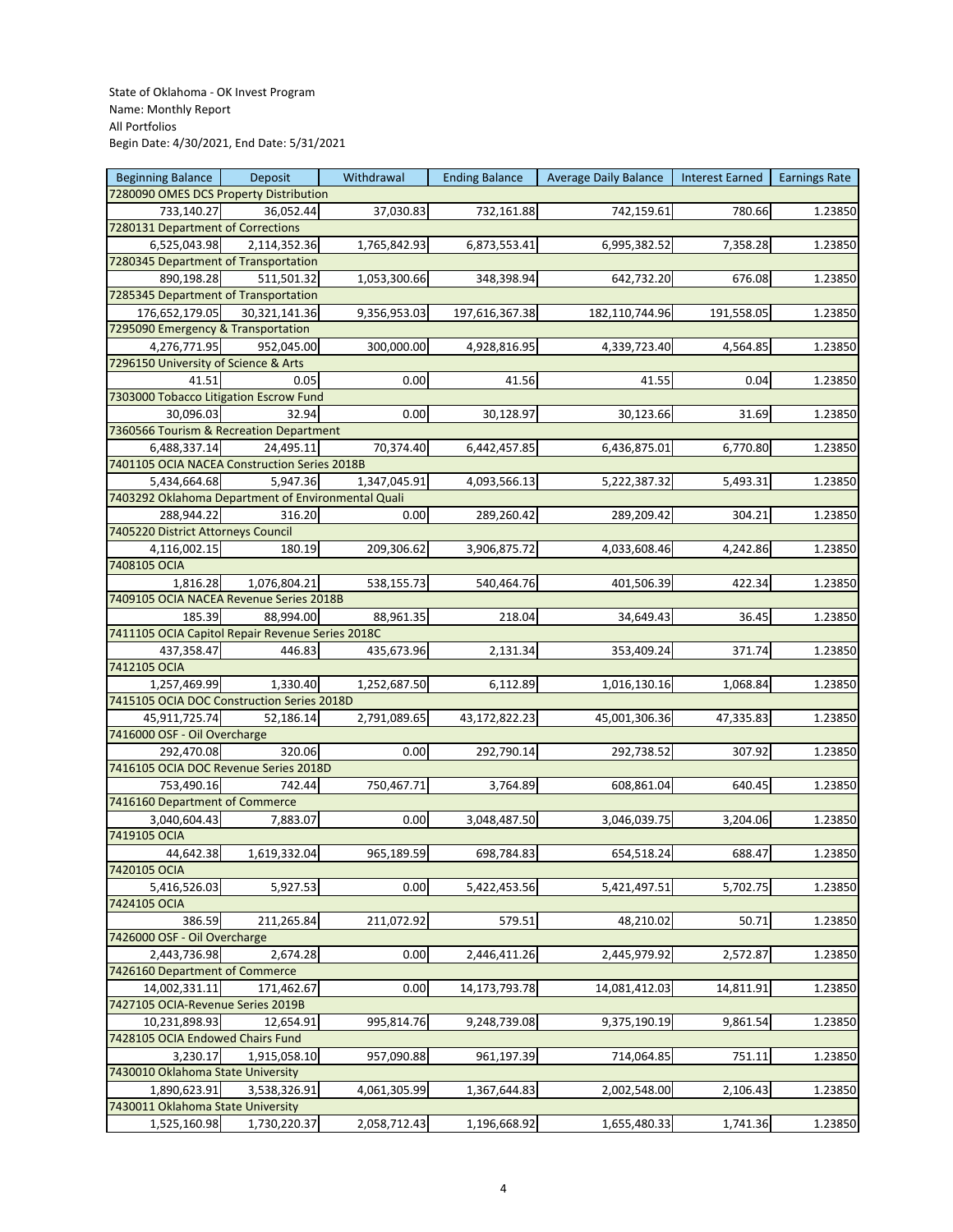State of Oklahoma - OK Invest Program
Name: Monthly Report
All Portfolios
Begin Date: 4/30/2021, End Date: 5/31/2021

| Beginning Balance | Deposit | Withdrawal | Ending Balance | Average Daily Balance | Interest Earned | Earnings Rate |
|---|---|---|---|---|---|---|
| 7280090 OMES DCS Property Distribution | | | | | | |
| 733,140.27 | 36,052.44 | 37,030.83 | 732,161.88 | 742,159.61 | 780.66 | 1.23850 |
| 7280131 Department of Corrections | | | | | | |
| 6,525,043.98 | 2,114,352.36 | 1,765,842.93 | 6,873,553.41 | 6,995,382.52 | 7,358.28 | 1.23850 |
| 7280345 Department of Transportation | | | | | | |
| 890,198.28 | 511,501.32 | 1,053,300.66 | 348,398.94 | 642,732.20 | 676.08 | 1.23850 |
| 7285345 Department of Transportation | | | | | | |
| 176,652,179.05 | 30,321,141.36 | 9,356,953.03 | 197,616,367.38 | 182,110,744.96 | 191,558.05 | 1.23850 |
| 7295090 Emergency & Transportation | | | | | | |
| 4,276,771.95 | 952,045.00 | 300,000.00 | 4,928,816.95 | 4,339,723.40 | 4,564.85 | 1.23850 |
| 7296150 University of Science & Arts | | | | | | |
| 41.51 | 0.05 | 0.00 | 41.56 | 41.55 | 0.04 | 1.23850 |
| 7303000 Tobacco Litigation Escrow Fund | | | | | | |
| 30,096.03 | 32.94 | 0.00 | 30,128.97 | 30,123.66 | 31.69 | 1.23850 |
| 7360566 Tourism & Recreation Department | | | | | | |
| 6,488,337.14 | 24,495.11 | 70,374.40 | 6,442,457.85 | 6,436,875.01 | 6,770.80 | 1.23850 |
| 7401105 OCIA NACEA Construction Series 2018B | | | | | | |
| 5,434,664.68 | 5,947.36 | 1,347,045.91 | 4,093,566.13 | 5,222,387.32 | 5,493.31 | 1.23850 |
| 7403292 Oklahoma Department of Environmental Quali | | | | | | |
| 288,944.22 | 316.20 | 0.00 | 289,260.42 | 289,209.42 | 304.21 | 1.23850 |
| 7405220 District Attorneys Council | | | | | | |
| 4,116,002.15 | 180.19 | 209,306.62 | 3,906,875.72 | 4,033,608.46 | 4,242.86 | 1.23850 |
| 7408105 OCIA | | | | | | |
| 1,816.28 | 1,076,804.21 | 538,155.73 | 540,464.76 | 401,506.39 | 422.34 | 1.23850 |
| 7409105 OCIA NACEA Revenue Series 2018B | | | | | | |
| 185.39 | 88,994.00 | 88,961.35 | 218.04 | 34,649.43 | 36.45 | 1.23850 |
| 7411105 OCIA Capitol Repair Revenue Series 2018C | | | | | | |
| 437,358.47 | 446.83 | 435,673.96 | 2,131.34 | 353,409.24 | 371.74 | 1.23850 |
| 7412105 OCIA | | | | | | |
| 1,257,469.99 | 1,330.40 | 1,252,687.50 | 6,112.89 | 1,016,130.16 | 1,068.84 | 1.23850 |
| 7415105 OCIA DOC Construction Series 2018D | | | | | | |
| 45,911,725.74 | 52,186.14 | 2,791,089.65 | 43,172,822.23 | 45,001,306.36 | 47,335.83 | 1.23850 |
| 7416000 OSF - Oil Overcharge | | | | | | |
| 292,470.08 | 320.06 | 0.00 | 292,790.14 | 292,738.52 | 307.92 | 1.23850 |
| 7416105 OCIA DOC Revenue Series 2018D | | | | | | |
| 753,490.16 | 742.44 | 750,467.71 | 3,764.89 | 608,861.04 | 640.45 | 1.23850 |
| 7416160 Department of Commerce | | | | | | |
| 3,040,604.43 | 7,883.07 | 0.00 | 3,048,487.50 | 3,046,039.75 | 3,204.06 | 1.23850 |
| 7419105 OCIA | | | | | | |
| 44,642.38 | 1,619,332.04 | 965,189.59 | 698,784.83 | 654,518.24 | 688.47 | 1.23850 |
| 7420105 OCIA | | | | | | |
| 5,416,526.03 | 5,927.53 | 0.00 | 5,422,453.56 | 5,421,497.51 | 5,702.75 | 1.23850 |
| 7424105 OCIA | | | | | | |
| 386.59 | 211,265.84 | 211,072.92 | 579.51 | 48,210.02 | 50.71 | 1.23850 |
| 7426000 OSF - Oil Overcharge | | | | | | |
| 2,443,736.98 | 2,674.28 | 0.00 | 2,446,411.26 | 2,445,979.92 | 2,572.87 | 1.23850 |
| 7426160 Department of Commerce | | | | | | |
| 14,002,331.11 | 171,462.67 | 0.00 | 14,173,793.78 | 14,081,412.03 | 14,811.91 | 1.23850 |
| 7427105 OCIA-Revenue Series 2019B | | | | | | |
| 10,231,898.93 | 12,654.91 | 995,814.76 | 9,248,739.08 | 9,375,190.19 | 9,861.54 | 1.23850 |
| 7428105 OCIA Endowed Chairs Fund | | | | | | |
| 3,230.17 | 1,915,058.10 | 957,090.88 | 961,197.39 | 714,064.85 | 751.11 | 1.23850 |
| 7430010 Oklahoma State University | | | | | | |
| 1,890,623.91 | 3,538,326.91 | 4,061,305.99 | 1,367,644.83 | 2,002,548.00 | 2,106.43 | 1.23850 |
| 7430011 Oklahoma State University | | | | | | |
| 1,525,160.98 | 1,730,220.37 | 2,058,712.43 | 1,196,668.92 | 1,655,480.33 | 1,741.36 | 1.23850 |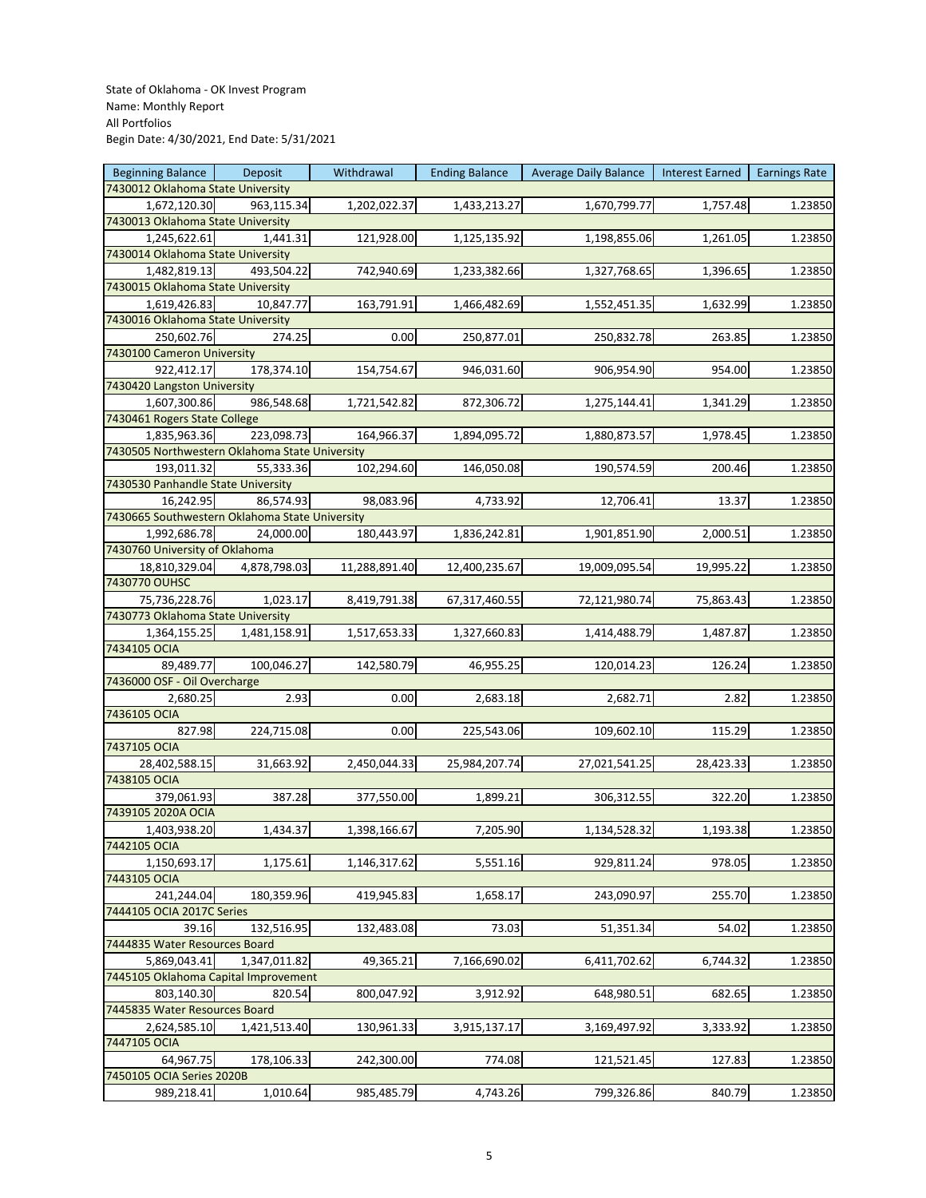State of Oklahoma - OK Invest Program
Name: Monthly Report
All Portfolios
Begin Date: 4/30/2021, End Date: 5/31/2021

| Beginning Balance | Deposit | Withdrawal | Ending Balance | Average Daily Balance | Interest Earned | Earnings Rate |
|---|---|---|---|---|---|---|
| 7430012 Oklahoma State University | | | | | | |
| 1,672,120.30 | 963,115.34 | 1,202,022.37 | 1,433,213.27 | 1,670,799.77 | 1,757.48 | 1.23850 |
| 7430013 Oklahoma State University | | | | | | |
| 1,245,622.61 | 1,441.31 | 121,928.00 | 1,125,135.92 | 1,198,855.06 | 1,261.05 | 1.23850 |
| 7430014 Oklahoma State University | | | | | | |
| 1,482,819.13 | 493,504.22 | 742,940.69 | 1,233,382.66 | 1,327,768.65 | 1,396.65 | 1.23850 |
| 7430015 Oklahoma State University | | | | | | |
| 1,619,426.83 | 10,847.77 | 163,791.91 | 1,466,482.69 | 1,552,451.35 | 1,632.99 | 1.23850 |
| 7430016 Oklahoma State University | | | | | | |
| 250,602.76 | 274.25 | 0.00 | 250,877.01 | 250,832.78 | 263.85 | 1.23850 |
| 7430100 Cameron University | | | | | | |
| 922,412.17 | 178,374.10 | 154,754.67 | 946,031.60 | 906,954.90 | 954.00 | 1.23850 |
| 7430420 Langston University | | | | | | |
| 1,607,300.86 | 986,548.68 | 1,721,542.82 | 872,306.72 | 1,275,144.41 | 1,341.29 | 1.23850 |
| 7430461 Rogers State College | | | | | | |
| 1,835,963.36 | 223,098.73 | 164,966.37 | 1,894,095.72 | 1,880,873.57 | 1,978.45 | 1.23850 |
| 7430505 Northwestern Oklahoma State University | | | | | | |
| 193,011.32 | 55,333.36 | 102,294.60 | 146,050.08 | 190,574.59 | 200.46 | 1.23850 |
| 7430530 Panhandle State University | | | | | | |
| 16,242.95 | 86,574.93 | 98,083.96 | 4,733.92 | 12,706.41 | 13.37 | 1.23850 |
| 7430665 Southwestern Oklahoma State University | | | | | | |
| 1,992,686.78 | 24,000.00 | 180,443.97 | 1,836,242.81 | 1,901,851.90 | 2,000.51 | 1.23850 |
| 7430760 University of Oklahoma | | | | | | |
| 18,810,329.04 | 4,878,798.03 | 11,288,891.40 | 12,400,235.67 | 19,009,095.54 | 19,995.22 | 1.23850 |
| 7430770 OUHSC | | | | | | |
| 75,736,228.76 | 1,023.17 | 8,419,791.38 | 67,317,460.55 | 72,121,980.74 | 75,863.43 | 1.23850 |
| 7430773 Oklahoma State University | | | | | | |
| 1,364,155.25 | 1,481,158.91 | 1,517,653.33 | 1,327,660.83 | 1,414,488.79 | 1,487.87 | 1.23850 |
| 7434105 OCIA | | | | | | |
| 89,489.77 | 100,046.27 | 142,580.79 | 46,955.25 | 120,014.23 | 126.24 | 1.23850 |
| 7436000 OSF - Oil Overcharge | | | | | | |
| 2,680.25 | 2.93 | 0.00 | 2,683.18 | 2,682.71 | 2.82 | 1.23850 |
| 7436105 OCIA | | | | | | |
| 827.98 | 224,715.08 | 0.00 | 225,543.06 | 109,602.10 | 115.29 | 1.23850 |
| 7437105 OCIA | | | | | | |
| 28,402,588.15 | 31,663.92 | 2,450,044.33 | 25,984,207.74 | 27,021,541.25 | 28,423.33 | 1.23850 |
| 7438105 OCIA | | | | | | |
| 379,061.93 | 387.28 | 377,550.00 | 1,899.21 | 306,312.55 | 322.20 | 1.23850 |
| 7439105 2020A OCIA | | | | | | |
| 1,403,938.20 | 1,434.37 | 1,398,166.67 | 7,205.90 | 1,134,528.32 | 1,193.38 | 1.23850 |
| 7442105 OCIA | | | | | | |
| 1,150,693.17 | 1,175.61 | 1,146,317.62 | 5,551.16 | 929,811.24 | 978.05 | 1.23850 |
| 7443105 OCIA | | | | | | |
| 241,244.04 | 180,359.96 | 419,945.83 | 1,658.17 | 243,090.97 | 255.70 | 1.23850 |
| 7444105 OCIA 2017C Series | | | | | | |
| 39.16 | 132,516.95 | 132,483.08 | 73.03 | 51,351.34 | 54.02 | 1.23850 |
| 7444835 Water Resources Board | | | | | | |
| 5,869,043.41 | 1,347,011.82 | 49,365.21 | 7,166,690.02 | 6,411,702.62 | 6,744.32 | 1.23850 |
| 7445105 Oklahoma Capital Improvement | | | | | | |
| 803,140.30 | 820.54 | 800,047.92 | 3,912.92 | 648,980.51 | 682.65 | 1.23850 |
| 7445835 Water Resources Board | | | | | | |
| 2,624,585.10 | 1,421,513.40 | 130,961.33 | 3,915,137.17 | 3,169,497.92 | 3,333.92 | 1.23850 |
| 7447105 OCIA | | | | | | |
| 64,967.75 | 178,106.33 | 242,300.00 | 774.08 | 121,521.45 | 127.83 | 1.23850 |
| 7450105 OCIA Series 2020B | | | | | | |
| 989,218.41 | 1,010.64 | 985,485.79 | 4,743.26 | 799,326.86 | 840.79 | 1.23850 |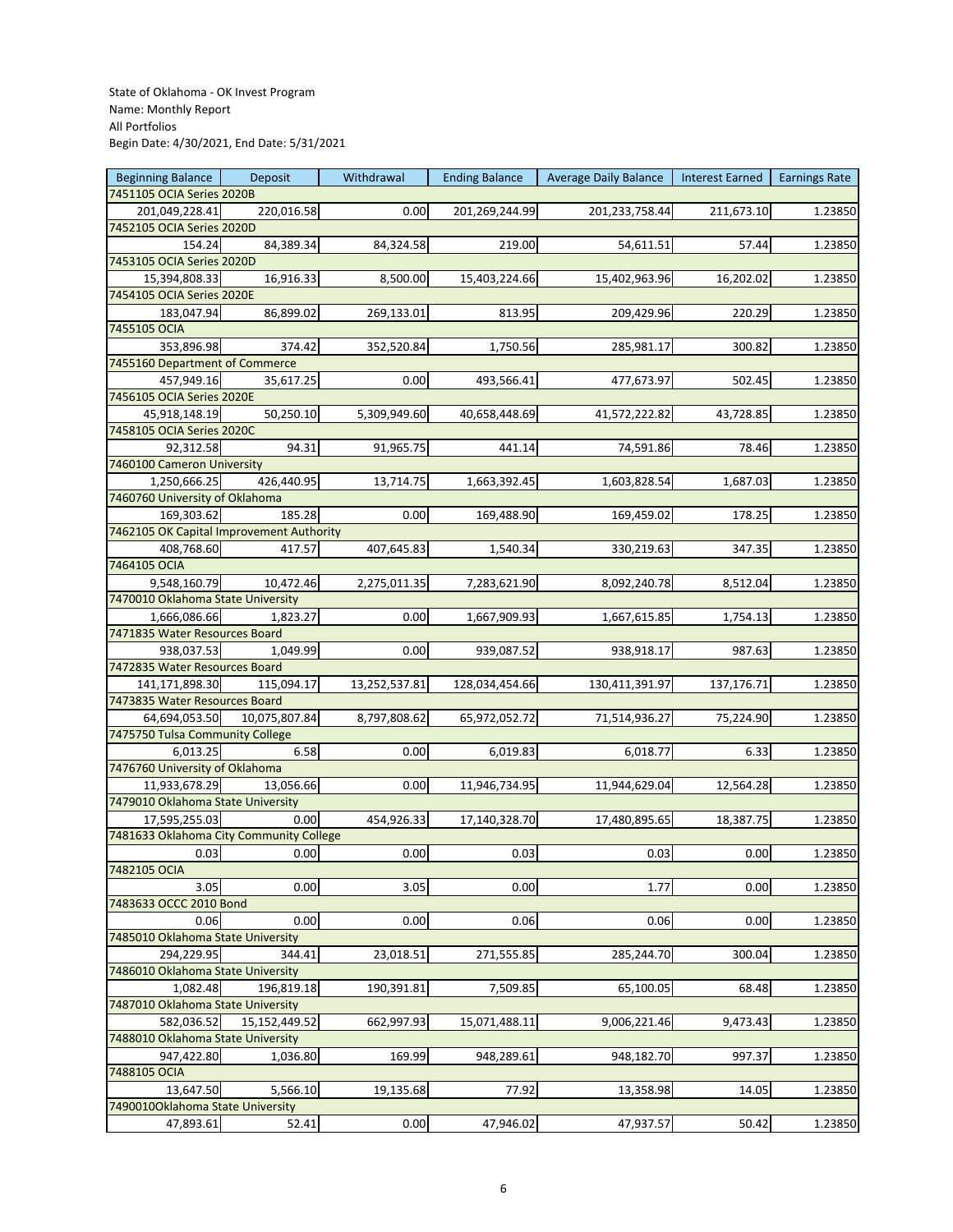State of Oklahoma - OK Invest Program
Name: Monthly Report
All Portfolios
Begin Date: 4/30/2021, End Date: 5/31/2021

| Beginning Balance | Deposit | Withdrawal | Ending Balance | Average Daily Balance | Interest Earned | Earnings Rate |
|---|---|---|---|---|---|---|
| 7451105 OCIA Series 2020B | | | | | | |
| 201,049,228.41 | 220,016.58 | 0.00 | 201,269,244.99 | 201,233,758.44 | 211,673.10 | 1.23850 |
| 7452105 OCIA Series 2020D | | | | | | |
| 154.24 | 84,389.34 | 84,324.58 | 219.00 | 54,611.51 | 57.44 | 1.23850 |
| 7453105 OCIA Series 2020D | | | | | | |
| 15,394,808.33 | 16,916.33 | 8,500.00 | 15,403,224.66 | 15,402,963.96 | 16,202.02 | 1.23850 |
| 7454105 OCIA Series 2020E | | | | | | |
| 183,047.94 | 86,899.02 | 269,133.01 | 813.95 | 209,429.96 | 220.29 | 1.23850 |
| 7455105 OCIA | | | | | | |
| 353,896.98 | 374.42 | 352,520.84 | 1,750.56 | 285,981.17 | 300.82 | 1.23850 |
| 7455160 Department of Commerce | | | | | | |
| 457,949.16 | 35,617.25 | 0.00 | 493,566.41 | 477,673.97 | 502.45 | 1.23850 |
| 7456105 OCIA Series 2020E | | | | | | |
| 45,918,148.19 | 50,250.10 | 5,309,949.60 | 40,658,448.69 | 41,572,222.82 | 43,728.85 | 1.23850 |
| 7458105 OCIA Series 2020C | | | | | | |
| 92,312.58 | 94.31 | 91,965.75 | 441.14 | 74,591.86 | 78.46 | 1.23850 |
| 7460100 Cameron University | | | | | | |
| 1,250,666.25 | 426,440.95 | 13,714.75 | 1,663,392.45 | 1,603,828.54 | 1,687.03 | 1.23850 |
| 7460760 University of Oklahoma | | | | | | |
| 169,303.62 | 185.28 | 0.00 | 169,488.90 | 169,459.02 | 178.25 | 1.23850 |
| 7462105 OK Capital Improvement Authority | | | | | | |
| 408,768.60 | 417.57 | 407,645.83 | 1,540.34 | 330,219.63 | 347.35 | 1.23850 |
| 7464105 OCIA | | | | | | |
| 9,548,160.79 | 10,472.46 | 2,275,011.35 | 7,283,621.90 | 8,092,240.78 | 8,512.04 | 1.23850 |
| 7470010 Oklahoma State University | | | | | | |
| 1,666,086.66 | 1,823.27 | 0.00 | 1,667,909.93 | 1,667,615.85 | 1,754.13 | 1.23850 |
| 7471835 Water Resources Board | | | | | | |
| 938,037.53 | 1,049.99 | 0.00 | 939,087.52 | 938,918.17 | 987.63 | 1.23850 |
| 7472835 Water Resources Board | | | | | | |
| 141,171,898.30 | 115,094.17 | 13,252,537.81 | 128,034,454.66 | 130,411,391.97 | 137,176.71 | 1.23850 |
| 7473835 Water Resources Board | | | | | | |
| 64,694,053.50 | 10,075,807.84 | 8,797,808.62 | 65,972,052.72 | 71,514,936.27 | 75,224.90 | 1.23850 |
| 7475750 Tulsa Community College | | | | | | |
| 6,013.25 | 6.58 | 0.00 | 6,019.83 | 6,018.77 | 6.33 | 1.23850 |
| 7476760 University of Oklahoma | | | | | | |
| 11,933,678.29 | 13,056.66 | 0.00 | 11,946,734.95 | 11,944,629.04 | 12,564.28 | 1.23850 |
| 7479010 Oklahoma State University | | | | | | |
| 17,595,255.03 | 0.00 | 454,926.33 | 17,140,328.70 | 17,480,895.65 | 18,387.75 | 1.23850 |
| 7481633 Oklahoma City Community College | | | | | | |
| 0.03 | 0.00 | 0.00 | 0.03 | 0.03 | 0.00 | 1.23850 |
| 7482105 OCIA | | | | | | |
| 3.05 | 0.00 | 3.05 | 0.00 | 1.77 | 0.00 | 1.23850 |
| 7483633 OCCC 2010 Bond | | | | | | |
| 0.06 | 0.00 | 0.00 | 0.06 | 0.06 | 0.00 | 1.23850 |
| 7485010 Oklahoma State University | | | | | | |
| 294,229.95 | 344.41 | 23,018.51 | 271,555.85 | 285,244.70 | 300.04 | 1.23850 |
| 7486010 Oklahoma State University | | | | | | |
| 1,082.48 | 196,819.18 | 190,391.81 | 7,509.85 | 65,100.05 | 68.48 | 1.23850 |
| 7487010 Oklahoma State University | | | | | | |
| 582,036.52 | 15,152,449.52 | 662,997.93 | 15,071,488.11 | 9,006,221.46 | 9,473.43 | 1.23850 |
| 7488010 Oklahoma State University | | | | | | |
| 947,422.80 | 1,036.80 | 169.99 | 948,289.61 | 948,182.70 | 997.37 | 1.23850 |
| 7488105 OCIA | | | | | | |
| 13,647.50 | 5,566.10 | 19,135.68 | 77.92 | 13,358.98 | 14.05 | 1.23850 |
| 7490010Oklahoma State University | | | | | | |
| 47,893.61 | 52.41 | 0.00 | 47,946.02 | 47,937.57 | 50.42 | 1.23850 |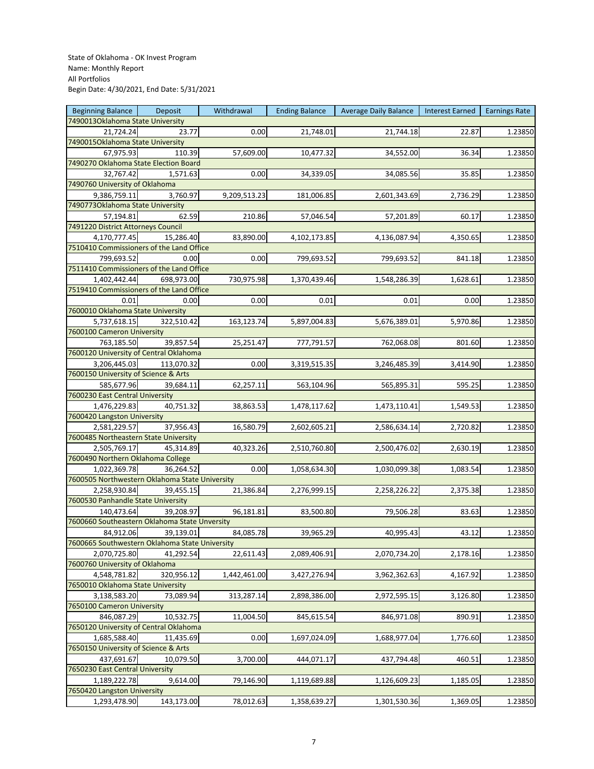State of Oklahoma - OK Invest Program
Name: Monthly Report
All Portfolios
Begin Date: 4/30/2021, End Date: 5/31/2021

| Beginning Balance | Deposit | Withdrawal | Ending Balance | Average Daily Balance | Interest Earned | Earnings Rate |
|---|---|---|---|---|---|---|
| 7490013Oklahoma State University | | | | | | |
| 21,724.24 | 23.77 | 0.00 | 21,748.01 | 21,744.18 | 22.87 | 1.23850 |
| 7490015Oklahoma State University | | | | | | |
| 67,975.93 | 110.39 | 57,609.00 | 10,477.32 | 34,552.00 | 36.34 | 1.23850 |
| 7490270 Oklahoma State Election Board | | | | | | |
| 32,767.42 | 1,571.63 | 0.00 | 34,339.05 | 34,085.56 | 35.85 | 1.23850 |
| 7490760 University of Oklahoma | | | | | | |
| 9,386,759.11 | 3,760.97 | 9,209,513.23 | 181,006.85 | 2,601,343.69 | 2,736.29 | 1.23850 |
| 7490773Oklahoma State University | | | | | | |
| 57,194.81 | 62.59 | 210.86 | 57,046.54 | 57,201.89 | 60.17 | 1.23850 |
| 7491220 District Attorneys Council | | | | | | |
| 4,170,777.45 | 15,286.40 | 83,890.00 | 4,102,173.85 | 4,136,087.94 | 4,350.65 | 1.23850 |
| 7510410 Commissioners of the Land Office | | | | | | |
| 799,693.52 | 0.00 | 0.00 | 799,693.52 | 799,693.52 | 841.18 | 1.23850 |
| 7511410 Commissioners of the Land Office | | | | | | |
| 1,402,442.44 | 698,973.00 | 730,975.98 | 1,370,439.46 | 1,548,286.39 | 1,628.61 | 1.23850 |
| 7519410 Commissioners of the Land Office | | | | | | |
| 0.01 | 0.00 | 0.00 | 0.01 | 0.01 | 0.00 | 1.23850 |
| 7600010 Oklahoma State University | | | | | | |
| 5,737,618.15 | 322,510.42 | 163,123.74 | 5,897,004.83 | 5,676,389.01 | 5,970.86 | 1.23850 |
| 7600100 Cameron University | | | | | | |
| 763,185.50 | 39,857.54 | 25,251.47 | 777,791.57 | 762,068.08 | 801.60 | 1.23850 |
| 7600120 University of Central Oklahoma | | | | | | |
| 3,206,445.03 | 113,070.32 | 0.00 | 3,319,515.35 | 3,246,485.39 | 3,414.90 | 1.23850 |
| 7600150 University of Science & Arts | | | | | | |
| 585,677.96 | 39,684.11 | 62,257.11 | 563,104.96 | 565,895.31 | 595.25 | 1.23850 |
| 7600230 East Central University | | | | | | |
| 1,476,229.83 | 40,751.32 | 38,863.53 | 1,478,117.62 | 1,473,110.41 | 1,549.53 | 1.23850 |
| 7600420 Langston University | | | | | | |
| 2,581,229.57 | 37,956.43 | 16,580.79 | 2,602,605.21 | 2,586,634.14 | 2,720.82 | 1.23850 |
| 7600485 Northeastern State University | | | | | | |
| 2,505,769.17 | 45,314.89 | 40,323.26 | 2,510,760.80 | 2,500,476.02 | 2,630.19 | 1.23850 |
| 7600490 Northern Oklahoma College | | | | | | |
| 1,022,369.78 | 36,264.52 | 0.00 | 1,058,634.30 | 1,030,099.38 | 1,083.54 | 1.23850 |
| 7600505 Northwestern Oklahoma State University | | | | | | |
| 2,258,930.84 | 39,455.15 | 21,386.84 | 2,276,999.15 | 2,258,226.22 | 2,375.38 | 1.23850 |
| 7600530 Panhandle State University | | | | | | |
| 140,473.64 | 39,208.97 | 96,181.81 | 83,500.80 | 79,506.28 | 83.63 | 1.23850 |
| 7600660 Southeastern Oklahoma State Unversity | | | | | | |
| 84,912.06 | 39,139.01 | 84,085.78 | 39,965.29 | 40,995.43 | 43.12 | 1.23850 |
| 7600665 Southwestern Oklahoma State University | | | | | | |
| 2,070,725.80 | 41,292.54 | 22,611.43 | 2,089,406.91 | 2,070,734.20 | 2,178.16 | 1.23850 |
| 7600760 University of Oklahoma | | | | | | |
| 4,548,781.82 | 320,956.12 | 1,442,461.00 | 3,427,276.94 | 3,962,362.63 | 4,167.92 | 1.23850 |
| 7650010 Oklahoma State University | | | | | | |
| 3,138,583.20 | 73,089.94 | 313,287.14 | 2,898,386.00 | 2,972,595.15 | 3,126.80 | 1.23850 |
| 7650100 Cameron University | | | | | | |
| 846,087.29 | 10,532.75 | 11,004.50 | 845,615.54 | 846,971.08 | 890.91 | 1.23850 |
| 7650120 University of Central Oklahoma | | | | | | |
| 1,685,588.40 | 11,435.69 | 0.00 | 1,697,024.09 | 1,688,977.04 | 1,776.60 | 1.23850 |
| 7650150 University of Science & Arts | | | | | | |
| 437,691.67 | 10,079.50 | 3,700.00 | 444,071.17 | 437,794.48 | 460.51 | 1.23850 |
| 7650230 East Central University | | | | | | |
| 1,189,222.78 | 9,614.00 | 79,146.90 | 1,119,689.88 | 1,126,609.23 | 1,185.05 | 1.23850 |
| 7650420 Langston University | | | | | | |
| 1,293,478.90 | 143,173.00 | 78,012.63 | 1,358,639.27 | 1,301,530.36 | 1,369.05 | 1.23850 |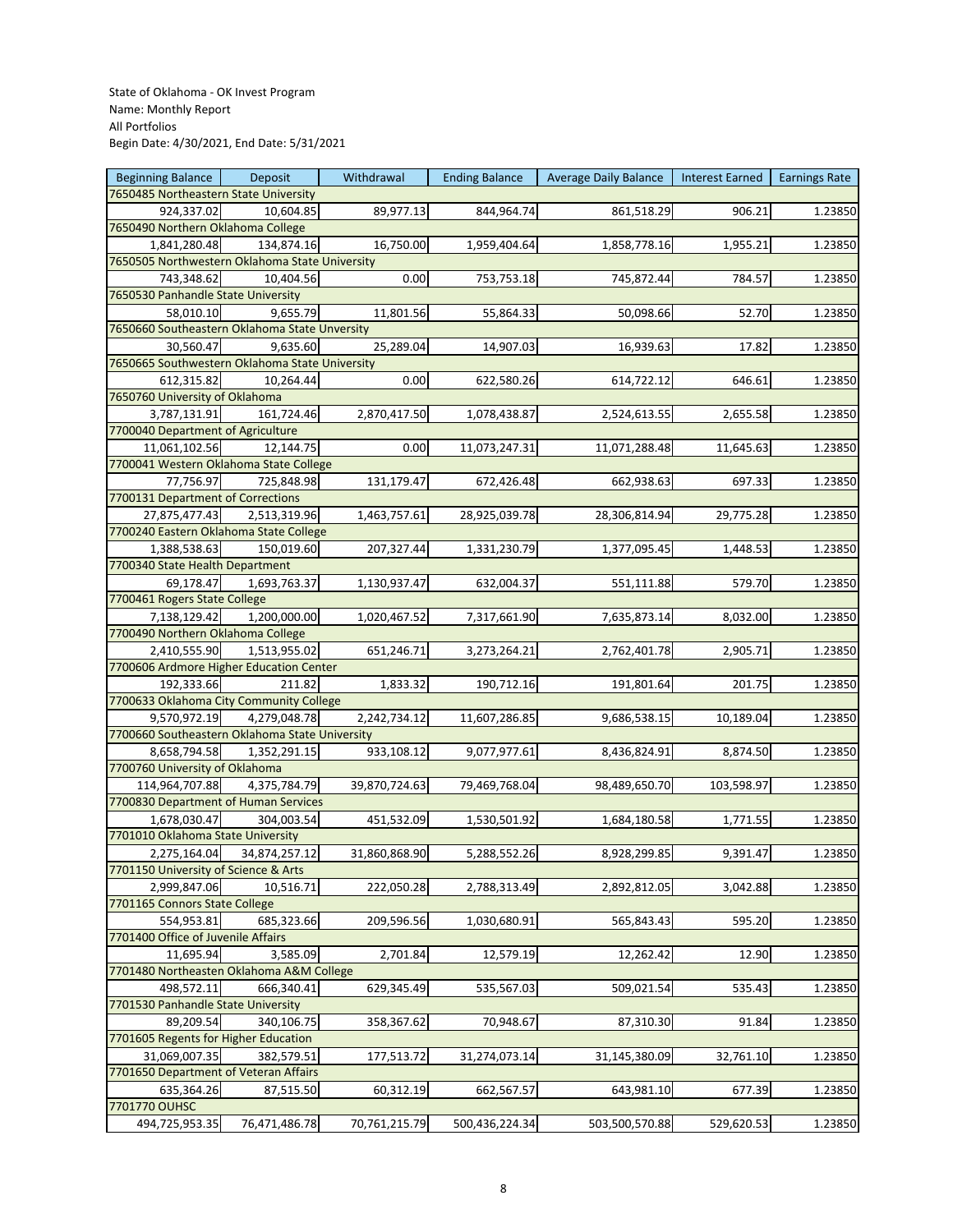State of Oklahoma - OK Invest Program
Name: Monthly Report
All Portfolios
Begin Date: 4/30/2021, End Date: 5/31/2021

| Beginning Balance | Deposit | Withdrawal | Ending Balance | Average Daily Balance | Interest Earned | Earnings Rate |
|---|---|---|---|---|---|---|
| 7650485 Northeastern State University | | | | | | |
| 924,337.02 | 10,604.85 | 89,977.13 | 844,964.74 | 861,518.29 | 906.21 | 1.23850 |
| 7650490 Northern Oklahoma College | | | | | | |
| 1,841,280.48 | 134,874.16 | 16,750.00 | 1,959,404.64 | 1,858,778.16 | 1,955.21 | 1.23850 |
| 7650505 Northwestern Oklahoma State University | | | | | | |
| 743,348.62 | 10,404.56 | 0.00 | 753,753.18 | 745,872.44 | 784.57 | 1.23850 |
| 7650530 Panhandle State University | | | | | | |
| 58,010.10 | 9,655.79 | 11,801.56 | 55,864.33 | 50,098.66 | 52.70 | 1.23850 |
| 7650660 Southeastern Oklahoma State Unversity | | | | | | |
| 30,560.47 | 9,635.60 | 25,289.04 | 14,907.03 | 16,939.63 | 17.82 | 1.23850 |
| 7650665 Southwestern Oklahoma State University | | | | | | |
| 612,315.82 | 10,264.44 | 0.00 | 622,580.26 | 614,722.12 | 646.61 | 1.23850 |
| 7650760 University of Oklahoma | | | | | | |
| 3,787,131.91 | 161,724.46 | 2,870,417.50 | 1,078,438.87 | 2,524,613.55 | 2,655.58 | 1.23850 |
| 7700040 Department of Agriculture | | | | | | |
| 11,061,102.56 | 12,144.75 | 0.00 | 11,073,247.31 | 11,071,288.48 | 11,645.63 | 1.23850 |
| 7700041 Western Oklahoma State College | | | | | | |
| 77,756.97 | 725,848.98 | 131,179.47 | 672,426.48 | 662,938.63 | 697.33 | 1.23850 |
| 7700131 Department of Corrections | | | | | | |
| 27,875,477.43 | 2,513,319.96 | 1,463,757.61 | 28,925,039.78 | 28,306,814.94 | 29,775.28 | 1.23850 |
| 7700240 Eastern Oklahoma State College | | | | | | |
| 1,388,538.63 | 150,019.60 | 207,327.44 | 1,331,230.79 | 1,377,095.45 | 1,448.53 | 1.23850 |
| 7700340 State Health Department | | | | | | |
| 69,178.47 | 1,693,763.37 | 1,130,937.47 | 632,004.37 | 551,111.88 | 579.70 | 1.23850 |
| 7700461 Rogers State College | | | | | | |
| 7,138,129.42 | 1,200,000.00 | 1,020,467.52 | 7,317,661.90 | 7,635,873.14 | 8,032.00 | 1.23850 |
| 7700490 Northern Oklahoma College | | | | | | |
| 2,410,555.90 | 1,513,955.02 | 651,246.71 | 3,273,264.21 | 2,762,401.78 | 2,905.71 | 1.23850 |
| 7700606 Ardmore Higher Education Center | | | | | | |
| 192,333.66 | 211.82 | 1,833.32 | 190,712.16 | 191,801.64 | 201.75 | 1.23850 |
| 7700633 Oklahoma City Community College | | | | | | |
| 9,570,972.19 | 4,279,048.78 | 2,242,734.12 | 11,607,286.85 | 9,686,538.15 | 10,189.04 | 1.23850 |
| 7700660 Southeastern Oklahoma State University | | | | | | |
| 8,658,794.58 | 1,352,291.15 | 933,108.12 | 9,077,977.61 | 8,436,824.91 | 8,874.50 | 1.23850 |
| 7700760 University of Oklahoma | | | | | | |
| 114,964,707.88 | 4,375,784.79 | 39,870,724.63 | 79,469,768.04 | 98,489,650.70 | 103,598.97 | 1.23850 |
| 7700830 Department of Human Services | | | | | | |
| 1,678,030.47 | 304,003.54 | 451,532.09 | 1,530,501.92 | 1,684,180.58 | 1,771.55 | 1.23850 |
| 7701010 Oklahoma State University | | | | | | |
| 2,275,164.04 | 34,874,257.12 | 31,860,868.90 | 5,288,552.26 | 8,928,299.85 | 9,391.47 | 1.23850 |
| 7701150 University of Science & Arts | | | | | | |
| 2,999,847.06 | 10,516.71 | 222,050.28 | 2,788,313.49 | 2,892,812.05 | 3,042.88 | 1.23850 |
| 7701165 Connors State College | | | | | | |
| 554,953.81 | 685,323.66 | 209,596.56 | 1,030,680.91 | 565,843.43 | 595.20 | 1.23850 |
| 7701400 Office of Juvenile Affairs | | | | | | |
| 11,695.94 | 3,585.09 | 2,701.84 | 12,579.19 | 12,262.42 | 12.90 | 1.23850 |
| 7701480 Northeasten Oklahoma A&M College | | | | | | |
| 498,572.11 | 666,340.41 | 629,345.49 | 535,567.03 | 509,021.54 | 535.43 | 1.23850 |
| 7701530 Panhandle State University | | | | | | |
| 89,209.54 | 340,106.75 | 358,367.62 | 70,948.67 | 87,310.30 | 91.84 | 1.23850 |
| 7701605 Regents for Higher Education | | | | | | |
| 31,069,007.35 | 382,579.51 | 177,513.72 | 31,274,073.14 | 31,145,380.09 | 32,761.10 | 1.23850 |
| 7701650 Department of Veteran Affairs | | | | | | |
| 635,364.26 | 87,515.50 | 60,312.19 | 662,567.57 | 643,981.10 | 677.39 | 1.23850 |
| 7701770 OUHSC | | | | | | |
| 494,725,953.35 | 76,471,486.78 | 70,761,215.79 | 500,436,224.34 | 503,500,570.88 | 529,620.53 | 1.23850 |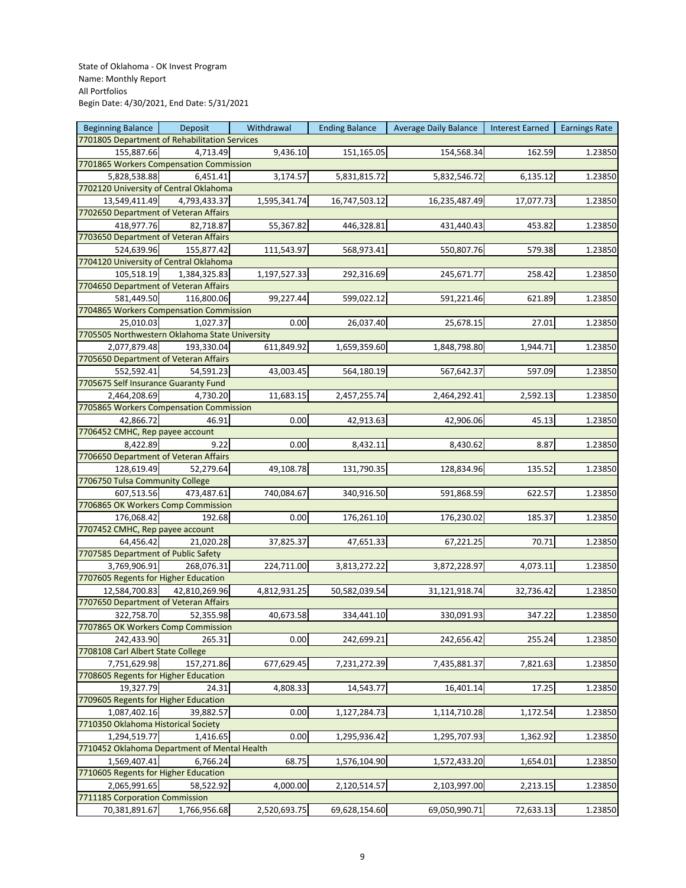State of Oklahoma - OK Invest Program
Name: Monthly Report
All Portfolios
Begin Date: 4/30/2021, End Date: 5/31/2021

| Beginning Balance | Deposit | Withdrawal | Ending Balance | Average Daily Balance | Interest Earned | Earnings Rate |
|---|---|---|---|---|---|---|
| 7701805 Department of Rehabilitation Services | | | | | | |
| 155,887.66 | 4,713.49 | 9,436.10 | 151,165.05 | 154,568.34 | 162.59 | 1.23850 |
| 7701865 Workers Compensation Commission | | | | | | |
| 5,828,538.88 | 6,451.41 | 3,174.57 | 5,831,815.72 | 5,832,546.72 | 6,135.12 | 1.23850 |
| 7702120 University of Central Oklahoma | | | | | | |
| 13,549,411.49 | 4,793,433.37 | 1,595,341.74 | 16,747,503.12 | 16,235,487.49 | 17,077.73 | 1.23850 |
| 7702650 Department of Veteran Affairs | | | | | | |
| 418,977.76 | 82,718.87 | 55,367.82 | 446,328.81 | 431,440.43 | 453.82 | 1.23850 |
| 7703650 Department of Veteran Affairs | | | | | | |
| 524,639.96 | 155,877.42 | 111,543.97 | 568,973.41 | 550,807.76 | 579.38 | 1.23850 |
| 7704120 University of Central Oklahoma | | | | | | |
| 105,518.19 | 1,384,325.83 | 1,197,527.33 | 292,316.69 | 245,671.77 | 258.42 | 1.23850 |
| 7704650 Department of Veteran Affairs | | | | | | |
| 581,449.50 | 116,800.06 | 99,227.44 | 599,022.12 | 591,221.46 | 621.89 | 1.23850 |
| 7704865 Workers Compensation Commission | | | | | | |
| 25,010.03 | 1,027.37 | 0.00 | 26,037.40 | 25,678.15 | 27.01 | 1.23850 |
| 7705505 Northwestern Oklahoma State University | | | | | | |
| 2,077,879.48 | 193,330.04 | 611,849.92 | 1,659,359.60 | 1,848,798.80 | 1,944.71 | 1.23850 |
| 7705650 Department of Veteran Affairs | | | | | | |
| 552,592.41 | 54,591.23 | 43,003.45 | 564,180.19 | 567,642.37 | 597.09 | 1.23850 |
| 7705675 Self Insurance Guaranty Fund | | | | | | |
| 2,464,208.69 | 4,730.20 | 11,683.15 | 2,457,255.74 | 2,464,292.41 | 2,592.13 | 1.23850 |
| 7705865 Workers Compensation Commission | | | | | | |
| 42,866.72 | 46.91 | 0.00 | 42,913.63 | 42,906.06 | 45.13 | 1.23850 |
| 7706452 CMHC, Rep payee account | | | | | | |
| 8,422.89 | 9.22 | 0.00 | 8,432.11 | 8,430.62 | 8.87 | 1.23850 |
| 7706650 Department of Veteran Affairs | | | | | | |
| 128,619.49 | 52,279.64 | 49,108.78 | 131,790.35 | 128,834.96 | 135.52 | 1.23850 |
| 7706750 Tulsa Community College | | | | | | |
| 607,513.56 | 473,487.61 | 740,084.67 | 340,916.50 | 591,868.59 | 622.57 | 1.23850 |
| 7706865 OK Workers Comp Commission | | | | | | |
| 176,068.42 | 192.68 | 0.00 | 176,261.10 | 176,230.02 | 185.37 | 1.23850 |
| 7707452 CMHC, Rep payee account | | | | | | |
| 64,456.42 | 21,020.28 | 37,825.37 | 47,651.33 | 67,221.25 | 70.71 | 1.23850 |
| 7707585 Department of Public Safety | | | | | | |
| 3,769,906.91 | 268,076.31 | 224,711.00 | 3,813,272.22 | 3,872,228.97 | 4,073.11 | 1.23850 |
| 7707605 Regents for Higher Education | | | | | | |
| 12,584,700.83 | 42,810,269.96 | 4,812,931.25 | 50,582,039.54 | 31,121,918.74 | 32,736.42 | 1.23850 |
| 7707650 Department of Veteran Affairs | | | | | | |
| 322,758.70 | 52,355.98 | 40,673.58 | 334,441.10 | 330,091.93 | 347.22 | 1.23850 |
| 7707865 OK Workers Comp Commission | | | | | | |
| 242,433.90 | 265.31 | 0.00 | 242,699.21 | 242,656.42 | 255.24 | 1.23850 |
| 7708108 Carl Albert State College | | | | | | |
| 7,751,629.98 | 157,271.86 | 677,629.45 | 7,231,272.39 | 7,435,881.37 | 7,821.63 | 1.23850 |
| 7708605 Regents for Higher Education | | | | | | |
| 19,327.79 | 24.31 | 4,808.33 | 14,543.77 | 16,401.14 | 17.25 | 1.23850 |
| 7709605 Regents for Higher Education | | | | | | |
| 1,087,402.16 | 39,882.57 | 0.00 | 1,127,284.73 | 1,114,710.28 | 1,172.54 | 1.23850 |
| 7710350 Oklahoma Historical Society | | | | | | |
| 1,294,519.77 | 1,416.65 | 0.00 | 1,295,936.42 | 1,295,707.93 | 1,362.92 | 1.23850 |
| 7710452 Oklahoma Department of Mental Health | | | | | | |
| 1,569,407.41 | 6,766.24 | 68.75 | 1,576,104.90 | 1,572,433.20 | 1,654.01 | 1.23850 |
| 7710605 Regents for Higher Education | | | | | | |
| 2,065,991.65 | 58,522.92 | 4,000.00 | 2,120,514.57 | 2,103,997.00 | 2,213.15 | 1.23850 |
| 7711185 Corporation Commission | | | | | | |
| 70,381,891.67 | 1,766,956.68 | 2,520,693.75 | 69,628,154.60 | 69,050,990.71 | 72,633.13 | 1.23850 |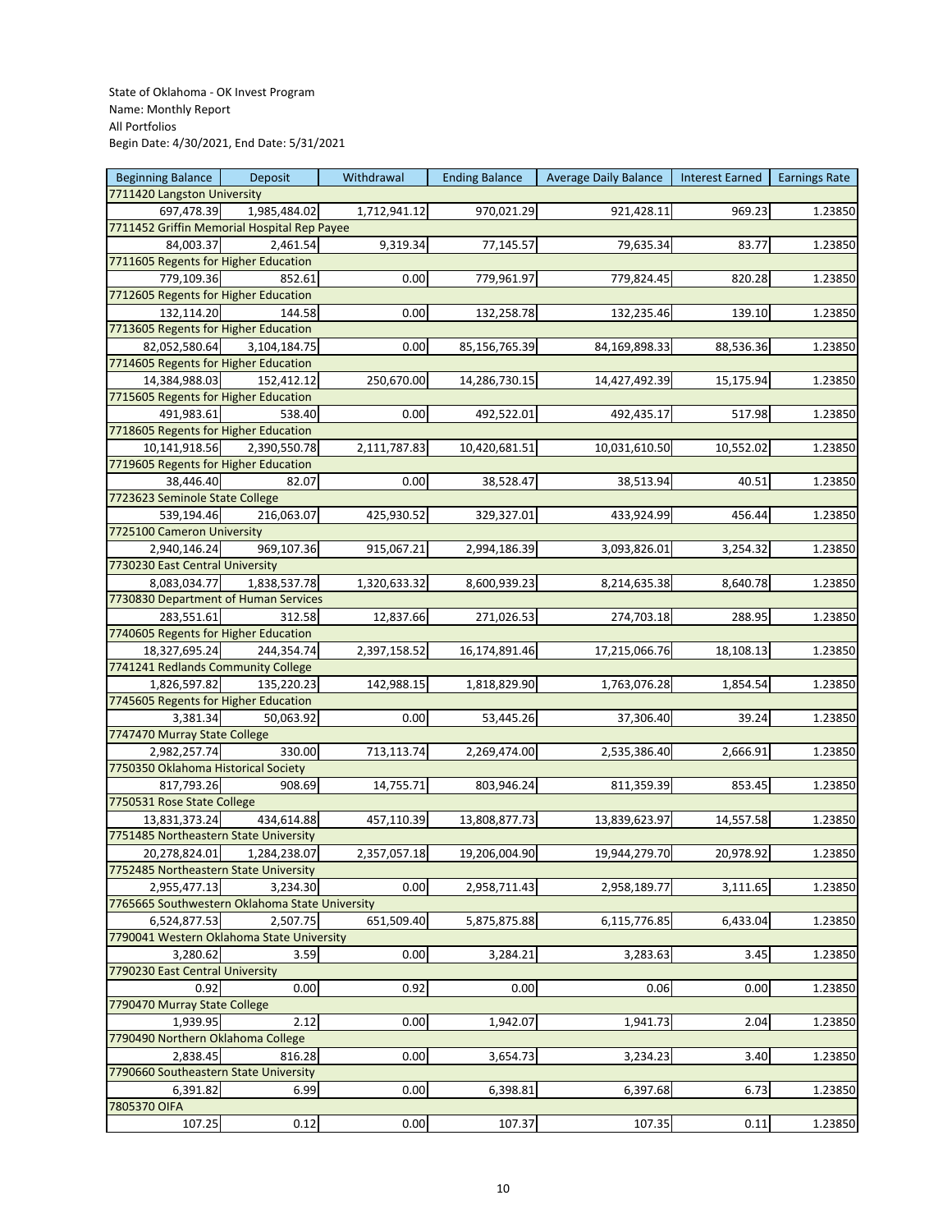State of Oklahoma - OK Invest Program
Name: Monthly Report
All Portfolios
Begin Date: 4/30/2021, End Date: 5/31/2021

| Beginning Balance | Deposit | Withdrawal | Ending Balance | Average Daily Balance | Interest Earned | Earnings Rate |
|---|---|---|---|---|---|---|
| 7711420 Langston University | | | | | | |
| 697,478.39 | 1,985,484.02 | 1,712,941.12 | 970,021.29 | 921,428.11 | 969.23 | 1.23850 |
| 7711452 Griffin Memorial Hospital Rep Payee | | | | | | |
| 84,003.37 | 2,461.54 | 9,319.34 | 77,145.57 | 79,635.34 | 83.77 | 1.23850 |
| 7711605 Regents for Higher Education | | | | | | |
| 779,109.36 | 852.61 | 0.00 | 779,961.97 | 779,824.45 | 820.28 | 1.23850 |
| 7712605 Regents for Higher Education | | | | | | |
| 132,114.20 | 144.58 | 0.00 | 132,258.78 | 132,235.46 | 139.10 | 1.23850 |
| 7713605 Regents for Higher Education | | | | | | |
| 82,052,580.64 | 3,104,184.75 | 0.00 | 85,156,765.39 | 84,169,898.33 | 88,536.36 | 1.23850 |
| 7714605 Regents for Higher Education | | | | | | |
| 14,384,988.03 | 152,412.12 | 250,670.00 | 14,286,730.15 | 14,427,492.39 | 15,175.94 | 1.23850 |
| 7715605 Regents for Higher Education | | | | | | |
| 491,983.61 | 538.40 | 0.00 | 492,522.01 | 492,435.17 | 517.98 | 1.23850 |
| 7718605 Regents for Higher Education | | | | | | |
| 10,141,918.56 | 2,390,550.78 | 2,111,787.83 | 10,420,681.51 | 10,031,610.50 | 10,552.02 | 1.23850 |
| 7719605 Regents for Higher Education | | | | | | |
| 38,446.40 | 82.07 | 0.00 | 38,528.47 | 38,513.94 | 40.51 | 1.23850 |
| 7723623 Seminole State College | | | | | | |
| 539,194.46 | 216,063.07 | 425,930.52 | 329,327.01 | 433,924.99 | 456.44 | 1.23850 |
| 7725100 Cameron University | | | | | | |
| 2,940,146.24 | 969,107.36 | 915,067.21 | 2,994,186.39 | 3,093,826.01 | 3,254.32 | 1.23850 |
| 7730230 East Central University | | | | | | |
| 8,083,034.77 | 1,838,537.78 | 1,320,633.32 | 8,600,939.23 | 8,214,635.38 | 8,640.78 | 1.23850 |
| 7730830 Department of Human Services | | | | | | |
| 283,551.61 | 312.58 | 12,837.66 | 271,026.53 | 274,703.18 | 288.95 | 1.23850 |
| 7740605 Regents for Higher Education | | | | | | |
| 18,327,695.24 | 244,354.74 | 2,397,158.52 | 16,174,891.46 | 17,215,066.76 | 18,108.13 | 1.23850 |
| 7741241 Redlands Community College | | | | | | |
| 1,826,597.82 | 135,220.23 | 142,988.15 | 1,818,829.90 | 1,763,076.28 | 1,854.54 | 1.23850 |
| 7745605 Regents for Higher Education | | | | | | |
| 3,381.34 | 50,063.92 | 0.00 | 53,445.26 | 37,306.40 | 39.24 | 1.23850 |
| 7747470 Murray State College | | | | | | |
| 2,982,257.74 | 330.00 | 713,113.74 | 2,269,474.00 | 2,535,386.40 | 2,666.91 | 1.23850 |
| 7750350 Oklahoma Historical Society | | | | | | |
| 817,793.26 | 908.69 | 14,755.71 | 803,946.24 | 811,359.39 | 853.45 | 1.23850 |
| 7750531 Rose State College | | | | | | |
| 13,831,373.24 | 434,614.88 | 457,110.39 | 13,808,877.73 | 13,839,623.97 | 14,557.58 | 1.23850 |
| 7751485 Northeastern State University | | | | | | |
| 20,278,824.01 | 1,284,238.07 | 2,357,057.18 | 19,206,004.90 | 19,944,279.70 | 20,978.92 | 1.23850 |
| 7752485 Northeastern State University | | | | | | |
| 2,955,477.13 | 3,234.30 | 0.00 | 2,958,711.43 | 2,958,189.77 | 3,111.65 | 1.23850 |
| 7765665 Southwestern Oklahoma State University | | | | | | |
| 6,524,877.53 | 2,507.75 | 651,509.40 | 5,875,875.88 | 6,115,776.85 | 6,433.04 | 1.23850 |
| 7790041 Western Oklahoma State University | | | | | | |
| 3,280.62 | 3.59 | 0.00 | 3,284.21 | 3,283.63 | 3.45 | 1.23850 |
| 7790230 East Central University | | | | | | |
| 0.92 | 0.00 | 0.92 | 0.00 | 0.06 | 0.00 | 1.23850 |
| 7790470 Murray State College | | | | | | |
| 1,939.95 | 2.12 | 0.00 | 1,942.07 | 1,941.73 | 2.04 | 1.23850 |
| 7790490 Northern Oklahoma College | | | | | | |
| 2,838.45 | 816.28 | 0.00 | 3,654.73 | 3,234.23 | 3.40 | 1.23850 |
| 7790660 Southeastern State University | | | | | | |
| 6,391.82 | 6.99 | 0.00 | 6,398.81 | 6,397.68 | 6.73 | 1.23850 |
| 7805370 OIFA | | | | | | |
| 107.25 | 0.12 | 0.00 | 107.37 | 107.35 | 0.11 | 1.23850 |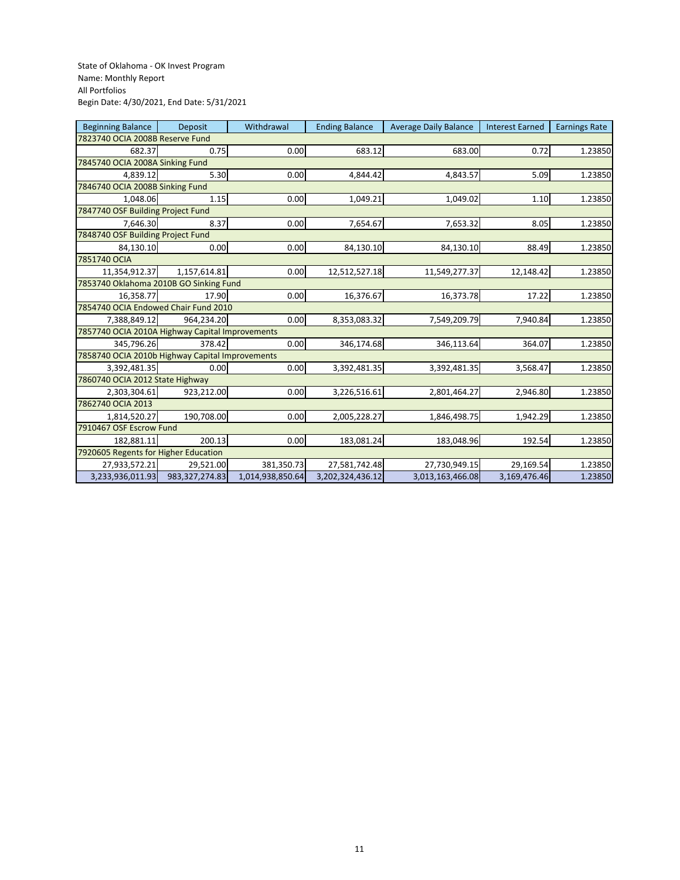State of Oklahoma - OK Invest Program
Name: Monthly Report
All Portfolios
Begin Date: 4/30/2021, End Date: 5/31/2021

| Beginning Balance | Deposit | Withdrawal | Ending Balance | Average Daily Balance | Interest Earned | Earnings Rate |
|---|---|---|---|---|---|---|
| 7823740 OCIA 2008B Reserve Fund | | | | | | |
| 682.37 | 0.75 | 0.00 | 683.12 | 683.00 | 0.72 | 1.23850 |
| 7845740 OCIA 2008A Sinking Fund | | | | | | |
| 4,839.12 | 5.30 | 0.00 | 4,844.42 | 4,843.57 | 5.09 | 1.23850 |
| 7846740 OCIA 2008B Sinking Fund | | | | | | |
| 1,048.06 | 1.15 | 0.00 | 1,049.21 | 1,049.02 | 1.10 | 1.23850 |
| 7847740 OSF Building Project Fund | | | | | | |
| 7,646.30 | 8.37 | 0.00 | 7,654.67 | 7,653.32 | 8.05 | 1.23850 |
| 7848740 OSF Building Project Fund | | | | | | |
| 84,130.10 | 0.00 | 0.00 | 84,130.10 | 84,130.10 | 88.49 | 1.23850 |
| 7851740 OCIA | | | | | | |
| 11,354,912.37 | 1,157,614.81 | 0.00 | 12,512,527.18 | 11,549,277.37 | 12,148.42 | 1.23850 |
| 7853740 Oklahoma 2010B GO Sinking Fund | | | | | | |
| 16,358.77 | 17.90 | 0.00 | 16,376.67 | 16,373.78 | 17.22 | 1.23850 |
| 7854740 OCIA Endowed Chair Fund 2010 | | | | | | |
| 7,388,849.12 | 964,234.20 | 0.00 | 8,353,083.32 | 7,549,209.79 | 7,940.84 | 1.23850 |
| 7857740 OCIA 2010A Highway Capital Improvements | | | | | | |
| 345,796.26 | 378.42 | 0.00 | 346,174.68 | 346,113.64 | 364.07 | 1.23850 |
| 7858740 OCIA 2010b Highway Capital Improvements | | | | | | |
| 3,392,481.35 | 0.00 | 0.00 | 3,392,481.35 | 3,392,481.35 | 3,568.47 | 1.23850 |
| 7860740 OCIA 2012 State Highway | | | | | | |
| 2,303,304.61 | 923,212.00 | 0.00 | 3,226,516.61 | 2,801,464.27 | 2,946.80 | 1.23850 |
| 7862740 OCIA 2013 | | | | | | |
| 1,814,520.27 | 190,708.00 | 0.00 | 2,005,228.27 | 1,846,498.75 | 1,942.29 | 1.23850 |
| 7910467 OSF Escrow Fund | | | | | | |
| 182,881.11 | 200.13 | 0.00 | 183,081.24 | 183,048.96 | 192.54 | 1.23850 |
| 7920605 Regents for Higher Education | | | | | | |
| 27,933,572.21 | 29,521.00 | 381,350.73 | 27,581,742.48 | 27,730,949.15 | 29,169.54 | 1.23850 |
| 3,233,936,011.93 | 983,327,274.83 | 1,014,938,850.64 | 3,202,324,436.12 | 3,013,163,466.08 | 3,169,476.46 | 1.23850 |